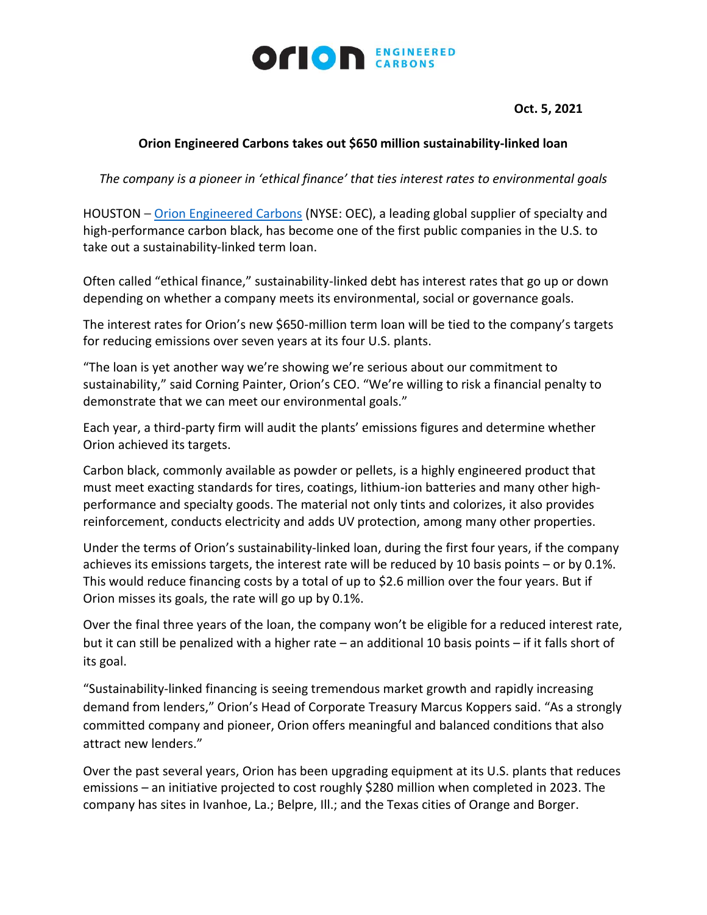**Oct. 5, 2021**

# Orion Engineered Carbons takes out $650 million sustainability-linked loan

*The company is a pioneer in 'ethical finance' that ties interest rates to environmental goals*

HOUSTON – [Orion Engineered Carbons](https://www.orioncarbons.com) (NYSE: OEC), a leading global supplier of specialty and high-performance carbon black, has become one of the first public companies in the U.S. to take out a sustainability-linked term loan.

Often called "ethical finance," sustainability-linked debt has interest rates that go up or down depending on whether a company meets its environmental, social or governance goals.

The interest rates for Orion's new $650-million term loan will be tied to the company's targets for reducing emissions over seven years at its four U.S. plants.

"The loan is yet another way we're showing we're serious about our commitment to sustainability," said Corning Painter, Orion's CEO. "We're willing to risk a financial penalty to demonstrate that we can meet our environmental goals."

Each year, a third-party firm will audit the plants' emissions figures and determine whether Orion achieved its targets.

Carbon black, commonly available as powder or pellets, is a highly engineered product that must meet exacting standards for tires, coatings, lithium-ion batteries and many other high-performance and specialty goods. The material not only tints and colorizes, it also provides reinforcement, conducts electricity and adds UV protection, among many other properties.

Under the terms of Orion's sustainability-linked loan, during the first four years, if the company achieves its emissions targets, the interest rate will be reduced by 10 basis points – or by 0.1%. This would reduce financing costs by a total of up to $2.6 million over the four years. But if Orion misses its goals, the rate will go up by 0.1%.

Over the final three years of the loan, the company won't be eligible for a reduced interest rate, but it can still be penalized with a higher rate – an additional 10 basis points – if it falls short of its goal.

"Sustainability-linked financing is seeing tremendous market growth and rapidly increasing demand from lenders," Orion's Head of Corporate Treasury Marcus Koppers said. "As a strongly committed company and pioneer, Orion offers meaningful and balanced conditions that also attract new lenders."

Over the past several years, Orion has been upgrading equipment at its U.S. plants that reduces emissions – an initiative projected to cost roughly $280 million when completed in 2023. The company has sites in Ivanhoe, La.; Belpre, Ill.; and the Texas cities of Orange and Borger.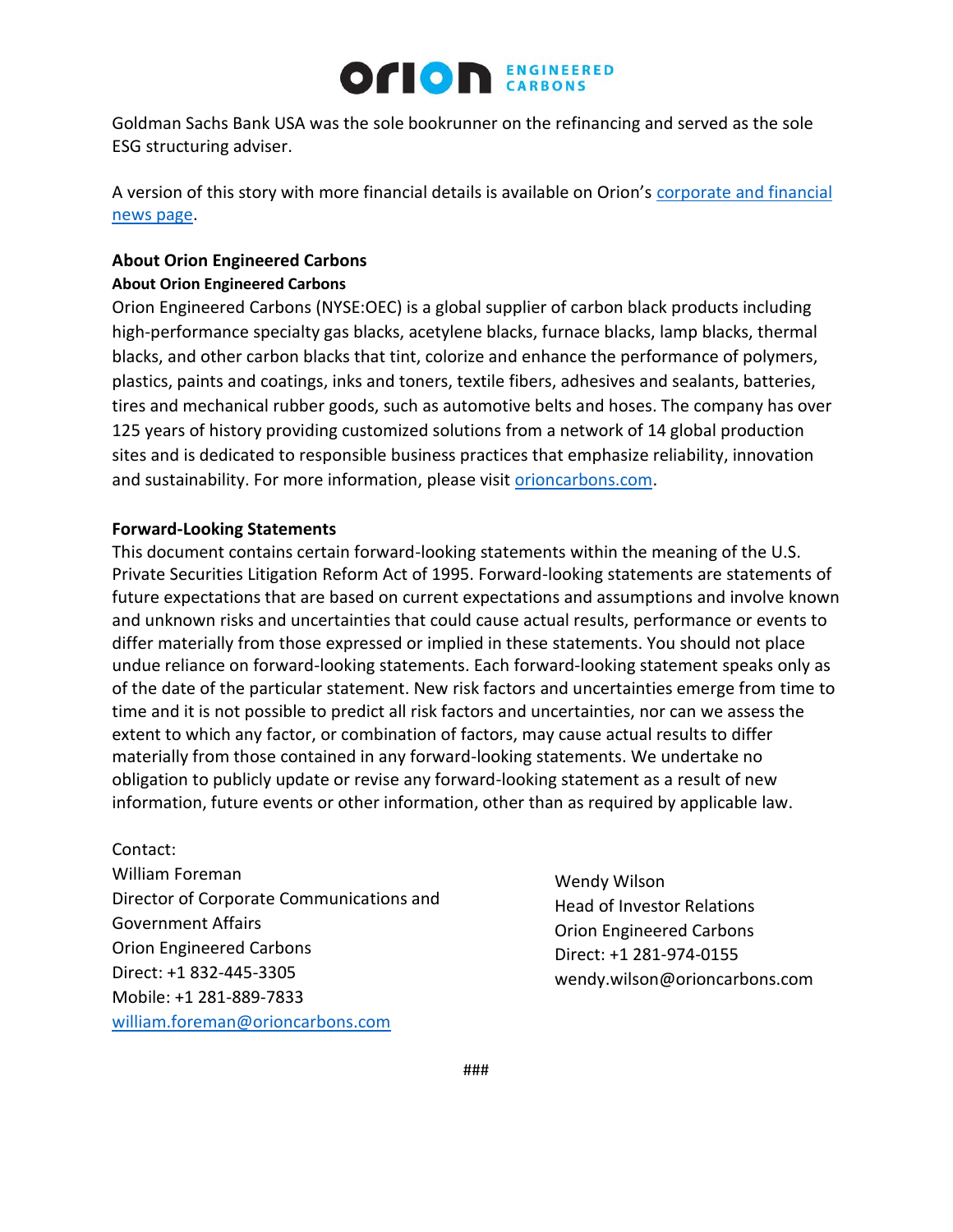Goldman Sachs Bank USA was the sole bookrunner on the refinancing and served as the sole ESG structuring adviser.

A version of this story with more financial details is available on Orion's [corporate and financial news page](corporate and financial news page).

## About Orion Engineered Carbons

**About Orion Engineered Carbons**

Orion Engineered Carbons (NYSE:OEC) is a global supplier of carbon black products including high-performance specialty gas blacks, acetylene blacks, furnace blacks, lamp blacks, thermal blacks, and other carbon blacks that tint, colorize and enhance the performance of polymers, plastics, paints and coatings, inks and toners, textile fibers, adhesives and sealants, batteries, tires and mechanical rubber goods, such as automotive belts and hoses. The company has over 125 years of history providing customized solutions from a network of 14 global production sites and is dedicated to responsible business practices that emphasize reliability, innovation and sustainability. For more information, please visit orioncarbons.com.

## Forward-Looking Statements

This document contains certain forward-looking statements within the meaning of the U.S. Private Securities Litigation Reform Act of 1995. Forward-looking statements are statements of future expectations that are based on current expectations and assumptions and involve known and unknown risks and uncertainties that could cause actual results, performance or events to differ materially from those expressed or implied in these statements. You should not place undue reliance on forward-looking statements. Each forward-looking statement speaks only as of the date of the particular statement. New risk factors and uncertainties emerge from time to time and it is not possible to predict all risk factors and uncertainties, nor can we assess the extent to which any factor, or combination of factors, may cause actual results to differ materially from those contained in any forward-looking statements. We undertake no obligation to publicly update or revise any forward-looking statement as a result of new information, future events or other information, other than as required by applicable law.

Contact:
William Foreman
Director of Corporate Communications and Government Affairs
Orion Engineered Carbons
Direct: +1 832-445-3305
Mobile: +1 281-889-7833
william.foreman@orioncarbons.com

Wendy Wilson
Head of Investor Relations
Orion Engineered Carbons
Direct: +1 281-974-0155
wendy.wilson@orioncarbons.com

###